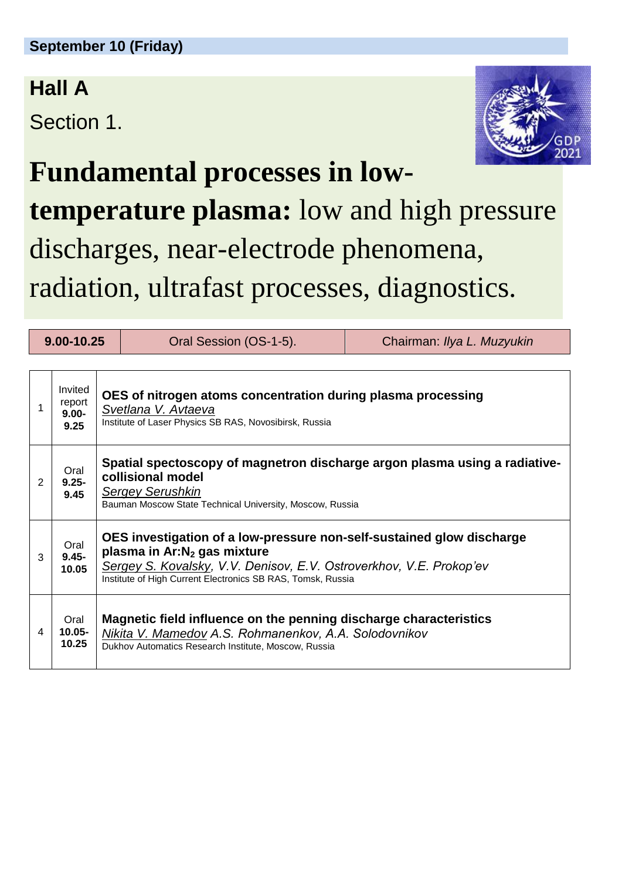**September 10 (Friday)**

## Hall A

Section 1.

# **Fundamental processes in low-temperature plasma:** low and high pressure discharges, near-electrode phenomena, radiation, ultrafast processes, diagnostics.

| **9.00-10.25** | Oral Session (OS-1-5). | Chairman: *Ilya L. Muzyukin* |
|---|---|---|

| | | |
|---|---|---|
| 1 | Invited report **9.00-9.25** | **OES of nitrogen atoms concentration during plasma processing** <br> *Svetlana V. Avtaeva* <br> Institute of Laser Physics SB RAS, Novosibirsk, Russia |
| 2 | Oral **9.25-9.45** | **Spatial spectoscopy of magnetron discharge argon plasma using a radiative-collisional model** <br> *Sergey Serushkin* <br> Bauman Moscow State Technical University, Moscow, Russia |
| 3 | Oral **9.45-10.05** | **OES investigation of a low-pressure non-self-sustained glow discharge plasma in Ar:$N_2$ gas mixture** <br> *Sergey S. Kovalsky, V.V. Denisov, E.V. Ostroverkhov, V.E. Prokop'ev* <br> Institute of High Current Electronics SB RAS, Tomsk, Russia |
| 4 | Oral **10.05-10.25** | **Magnetic field influence on the penning discharge characteristics** <br> *Nikita V. Mamedov A.S. Rohmanenkov, A.A. Solodovnikov* <br> Dukhov Automatics Research Institute, Moscow, Russia |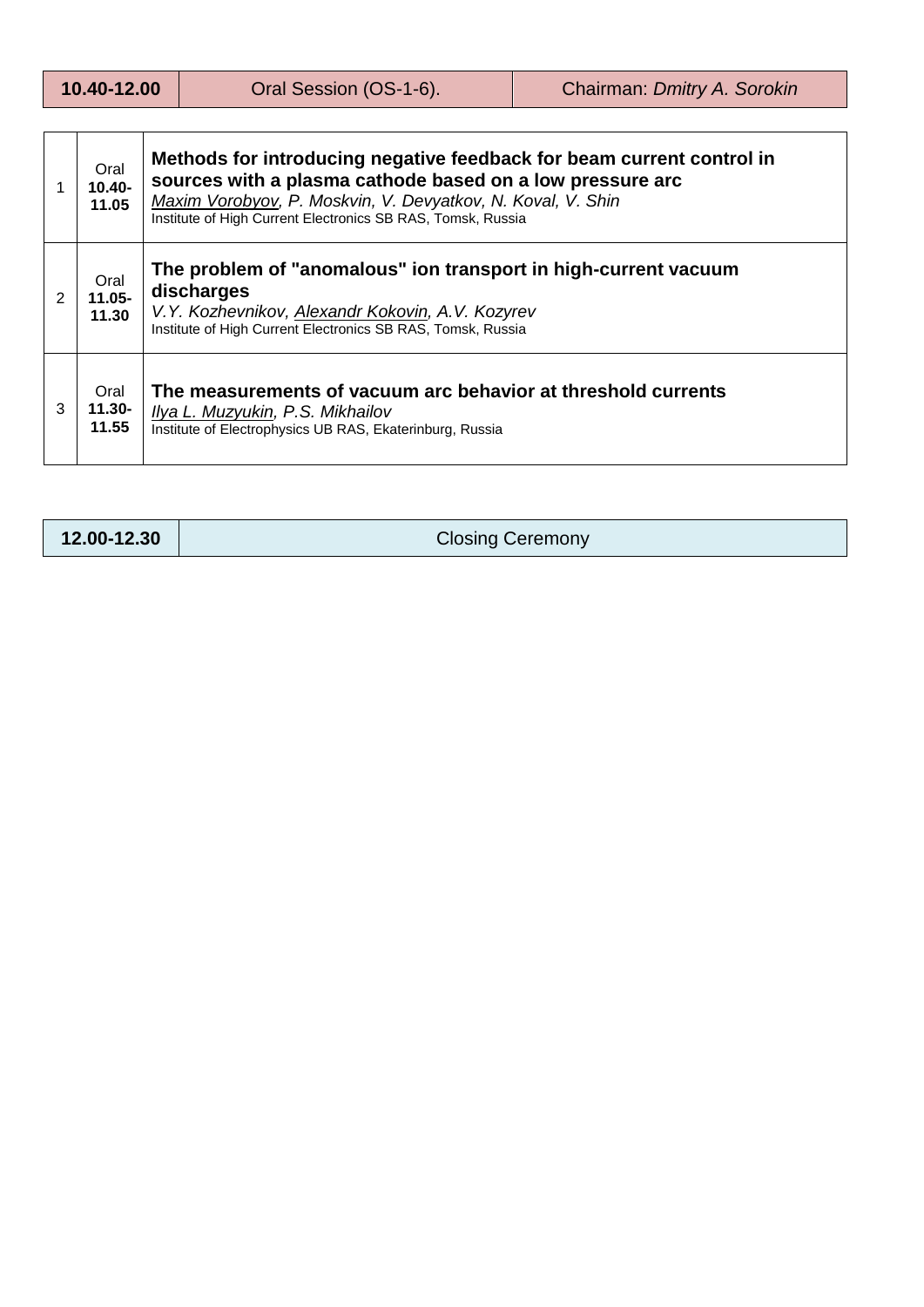| **10.40-12.00** | Oral Session (OS-1-6). | Chairman: *Dmitry A. Sorokin* |
|---|---|---|

| | | |
|---|---|---|
| 1 | Oral **10.40-11.05** | **Methods for introducing negative feedback for beam current control in sources with a plasma cathode based on a low pressure arc**<br>*Maxim Vorobyov, P. Moskvin, V. Devyatkov, N. Koval, V. Shin*<br>Institute of High Current Electronics SB RAS, Tomsk, Russia |
| 2 | Oral **11.05-11.30** | **The problem of "anomalous" ion transport in high-current vacuum discharges**<br>*V.Y. Kozhevnikov, Alexandr Kokovin, A.V. Kozyrev*<br>Institute of High Current Electronics SB RAS, Tomsk, Russia |
| 3 | Oral **11.30-11.55** | **The measurements of vacuum arc behavior at threshold currents**<br>*Ilya L. Muzyukin, P.S. Mikhailov*<br>Institute of Electrophysics UB RAS, Ekaterinburg, Russia |

| **12.00-12.30** | Closing Ceremony |
|---|---|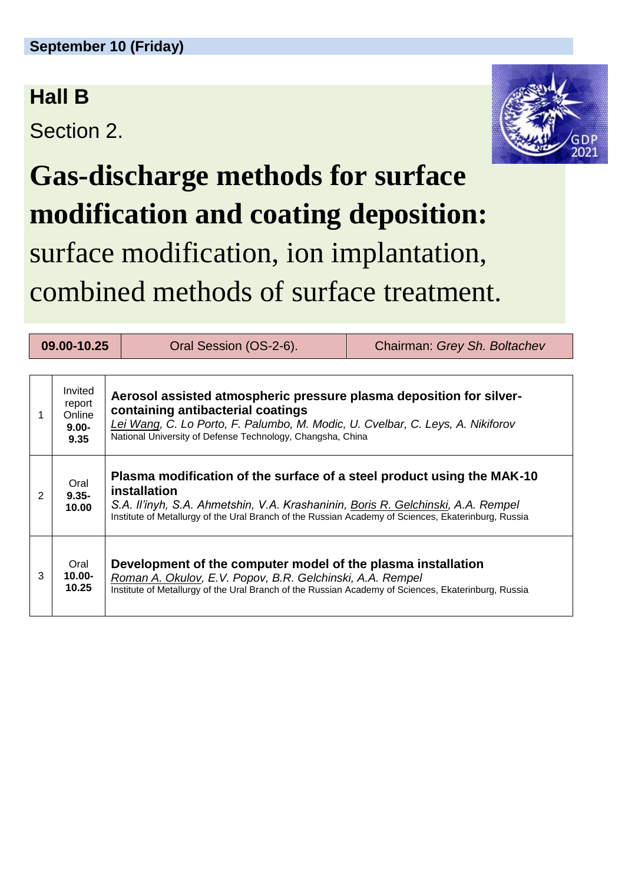**September 10 (Friday)**

## Hall B

Section 2.

# Gas-discharge methods for surface modification and coating deposition:

surface modification, ion implantation, combined methods of surface treatment.

| **09.00-10.25** | Oral Session (OS-2-6). | Chairman: *Grey Sh. Boltachev* |
|---|---|---|

| | | |
|---|---|---|
| 1 | Invited report Online **9.00-9.35** | **Aerosol assisted atmospheric pressure plasma deposition for silver-containing antibacterial coatings**<br>*Lei Wang, C. Lo Porto, F. Palumbo, M. Modic, U. Cvelbar, C. Leys, A. Nikiforov*<br>National University of Defense Technology, Changsha, China |
| 2 | Oral **9.35-10.00** | **Plasma modification of the surface of a steel product using the MAK-10 installation**<br>*S.A. Il'inyh, S.A. Ahmetshin, V.A. Krashaninin, Boris R. Gelchinski, A.A. Rempel*<br>Institute of Metallurgy of the Ural Branch of the Russian Academy of Sciences, Ekaterinburg, Russia |
| 3 | Oral **10.00-10.25** | **Development of the computer model of the plasma installation**<br>*Roman A. Okulov, E.V. Popov, B.R. Gelchinski, A.A. Rempel*<br>Institute of Metallurgy of the Ural Branch of the Russian Academy of Sciences, Ekaterinburg, Russia |